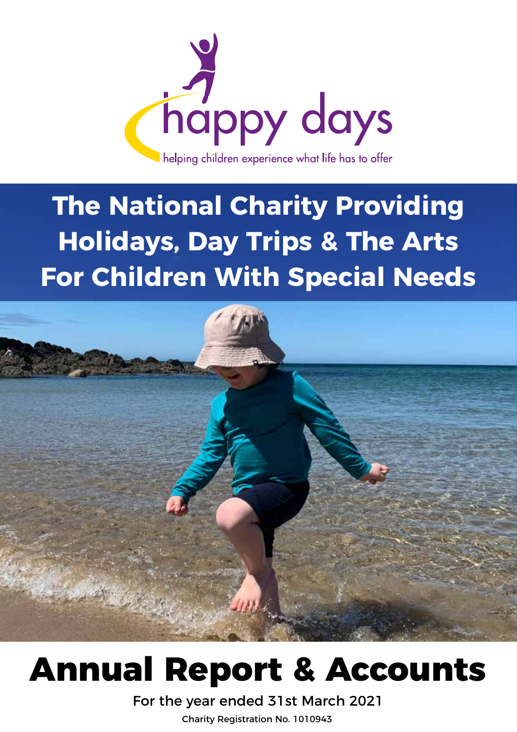happy days

helping children experience what life has to offer

# The National Charity Providing Holidays, Day Trips & The Arts For Children With Special Needs

# Annual Report & Accounts

For the year ended 31st March 2021

Charity Registration No. 1010943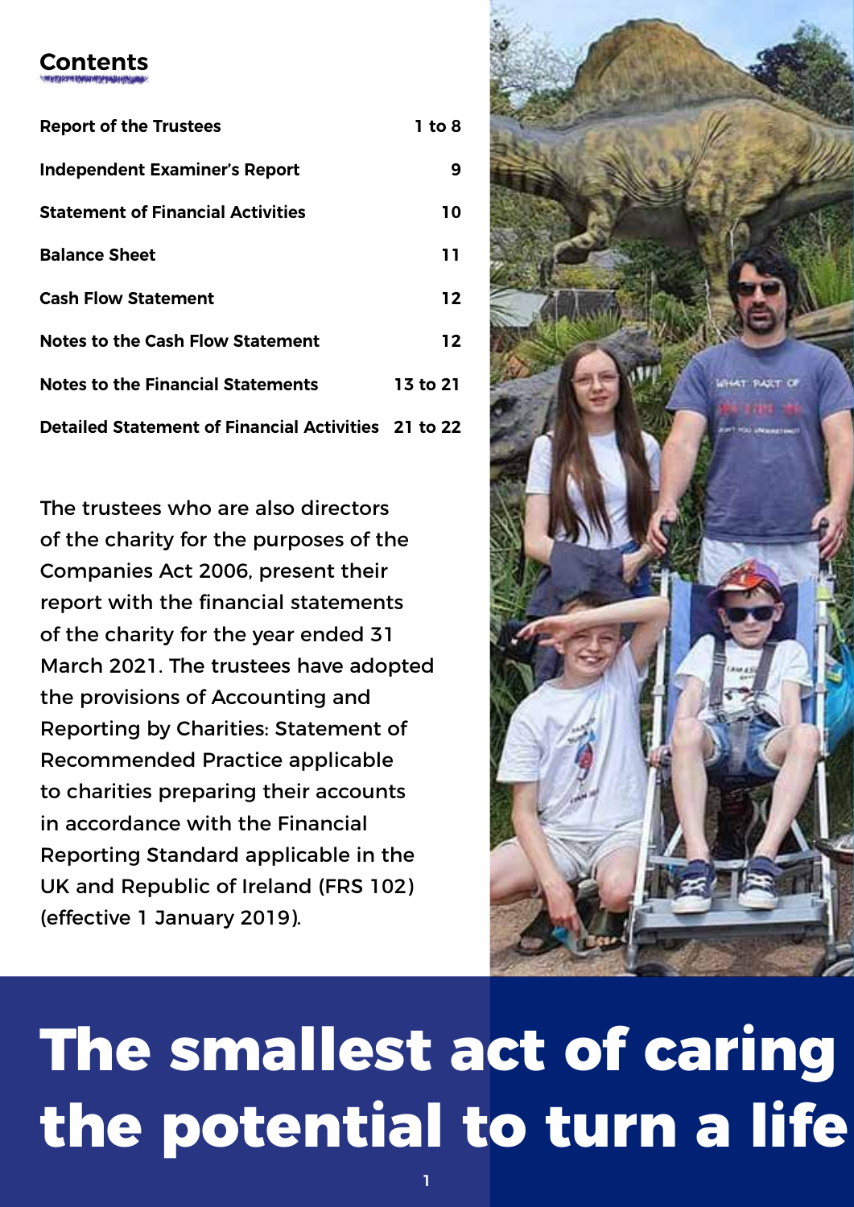## Contents

| | |
|---|---|
| **Report of the Trustees** | **1 to 8** |
| **Independent Examiner's Report** | **9** |
| **Statement of Financial Activities** | **10** |
| **Balance Sheet** | **11** |
| **Cash Flow Statement** | **12** |
| **Notes to the Cash Flow Statement** | **12** |
| **Notes to the Financial Statements** | **13 to 21** |
| **Detailed Statement of Financial Activities** | **21 to 22** |

The trustees who are also directors of the charity for the purposes of the Companies Act 2006, present their report with the financial statements of the charity for the year ended 31 March 2021. The trustees have adopted the provisions of Accounting and Reporting by Charities: Statement of Recommended Practice applicable to charities preparing their accounts in accordance with the Financial Reporting Standard applicable in the UK and Republic of Ireland (FRS 102) (effective 1 January 2019).

# The smallest act of caring the potential to turn a life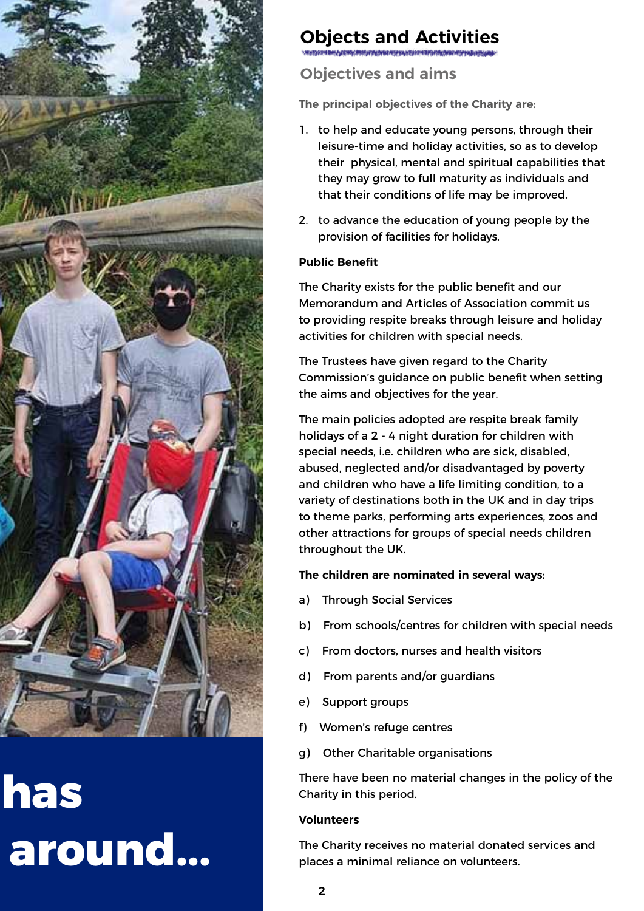has around...

## Objects and Activities

### Objectives and aims

**The principal objectives of the Charity are:**

1. to help and educate young persons, through their leisure-time and holiday activities, so as to develop their physical, mental and spiritual capabilities that they may grow to full maturity as individuals and that their conditions of life may be improved.
2. to advance the education of young people by the provision of facilities for holidays.

**Public Benefit**

The Charity exists for the public benefit and our Memorandum and Articles of Association commit us to providing respite breaks through leisure and holiday activities for children with special needs.

The Trustees have given regard to the Charity Commission's guidance on public benefit when setting the aims and objectives for the year.

The main policies adopted are respite break family holidays of a 2 - 4 night duration for children with special needs, i.e. children who are sick, disabled, abused, neglected and/or disadvantaged by poverty and children who have a life limiting condition, to a variety of destinations both in the UK and in day trips to theme parks, performing arts experiences, zoos and other attractions for groups of special needs children throughout the UK.

**The children are nominated in several ways:**

a) Through Social Services

b) From schools/centres for children with special needs

c) From doctors, nurses and health visitors

d) From parents and/or guardians

e) Support groups

f) Women's refuge centres

g) Other Charitable organisations

There have been no material changes in the policy of the Charity in this period.

**Volunteers**

The Charity receives no material donated services and places a minimal reliance on volunteers.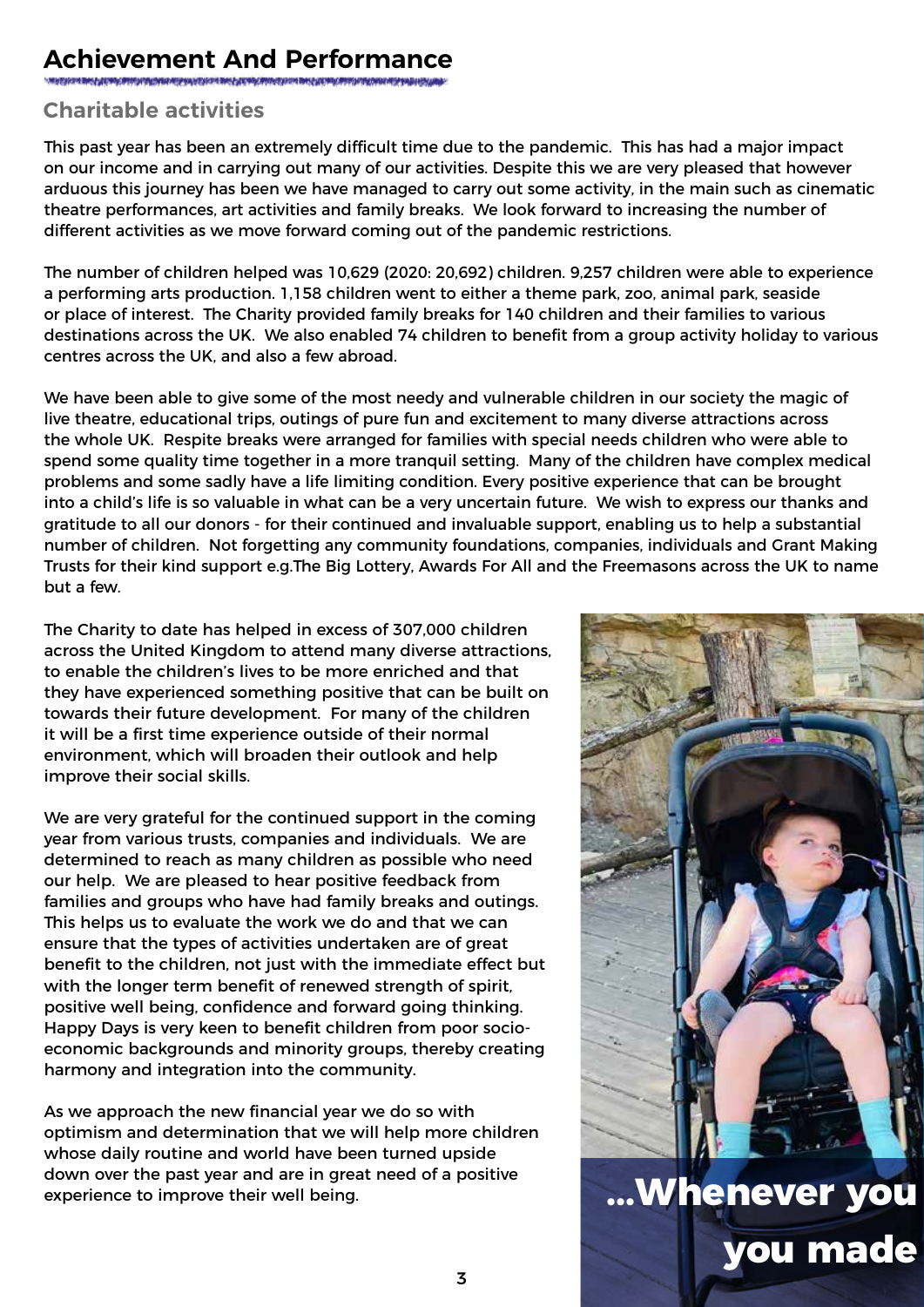# Achievement And Performance

## Charitable activities

This past year has been an extremely difficult time due to the pandemic. This has had a major impact on our income and in carrying out many of our activities. Despite this we are very pleased that however arduous this journey has been we have managed to carry out some activity, in the main such as cinematic theatre performances, art activities and family breaks. We look forward to increasing the number of different activities as we move forward coming out of the pandemic restrictions.

The number of children helped was 10,629 (2020: 20,692) children. 9,257 children were able to experience a performing arts production. 1,158 children went to either a theme park, zoo, animal park, seaside or place of interest. The Charity provided family breaks for 140 children and their families to various destinations across the UK. We also enabled 74 children to benefit from a group activity holiday to various centres across the UK, and also a few abroad.

We have been able to give some of the most needy and vulnerable children in our society the magic of live theatre, educational trips, outings of pure fun and excitement to many diverse attractions across the whole UK. Respite breaks were arranged for families with special needs children who were able to spend some quality time together in a more tranquil setting. Many of the children have complex medical problems and some sadly have a life limiting condition. Every positive experience that can be brought into a child's life is so valuable in what can be a very uncertain future. We wish to express our thanks and gratitude to all our donors - for their continued and invaluable support, enabling us to help a substantial number of children. Not forgetting any community foundations, companies, individuals and Grant Making Trusts for their kind support e.g.The Big Lottery, Awards For All and the Freemasons across the UK to name but a few.

The Charity to date has helped in excess of 307,000 children across the United Kingdom to attend many diverse attractions, to enable the children's lives to be more enriched and that they have experienced something positive that can be built on towards their future development. For many of the children it will be a first time experience outside of their normal environment, which will broaden their outlook and help improve their social skills.

We are very grateful for the continued support in the coming year from various trusts, companies and individuals. We are determined to reach as many children as possible who need our help. We are pleased to hear positive feedback from families and groups who have had family breaks and outings. This helps us to evaluate the work we do and that we can ensure that the types of activities undertaken are of great benefit to the children, not just with the immediate effect but with the longer term benefit of renewed strength of spirit, positive well being, confidence and forward going thinking. Happy Days is very keen to benefit children from poor socio-economic backgrounds and minority groups, thereby creating harmony and integration into the community.

As we approach the new financial year we do so with optimism and determination that we will help more children whose daily routine and world have been turned upside down over the past year and are in great need of a positive experience to improve their well being.

...Whenever you you made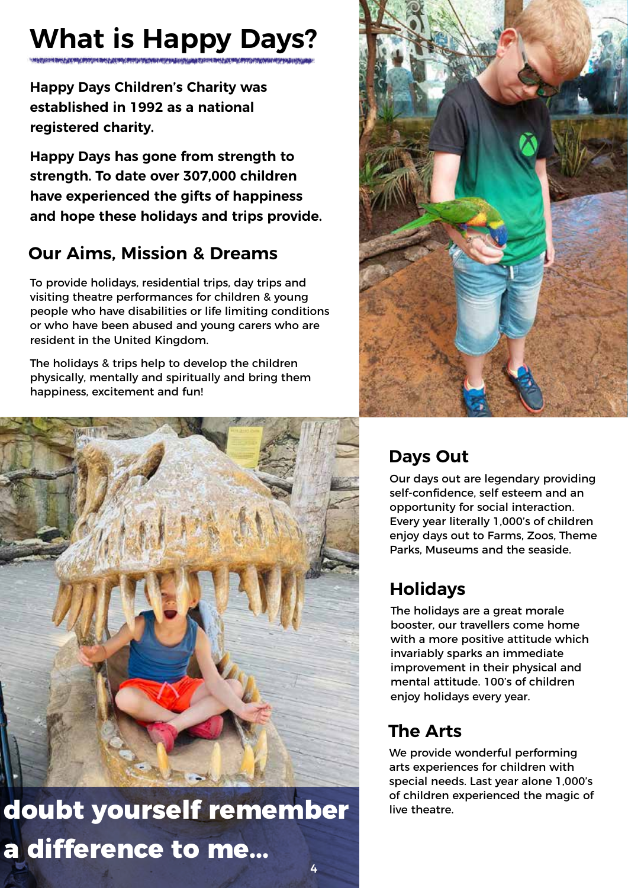# What is Happy Days?

**Happy Days Children's Charity was established in 1992 as a national registered charity.**

**Happy Days has gone from strength to strength. To date over 307,000 children have experienced the gifts of happiness and hope these holidays and trips provide.**

## Our Aims, Mission & Dreams

To provide holidays, residential trips, day trips and visiting theatre performances for children & young people who have disabilities or life limiting conditions or who have been abused and young carers who are resident in the United Kingdom.

The holidays & trips help to develop the children physically, mentally and spiritually and bring them happiness, excitement and fun!

**doubt yourself remember a difference to me...**

## Days Out

Our days out are legendary providing self-confidence, self esteem and an opportunity for social interaction. Every year literally 1,000's of children enjoy days out to Farms, Zoos, Theme Parks, Museums and the seaside.

## Holidays

The holidays are a great morale booster, our travellers come home with a more positive attitude which invariably sparks an immediate improvement in their physical and mental attitude. 100's of children enjoy holidays every year.

## The Arts

We provide wonderful performing arts experiences for children with special needs. Last year alone 1,000's of children experienced the magic of live theatre.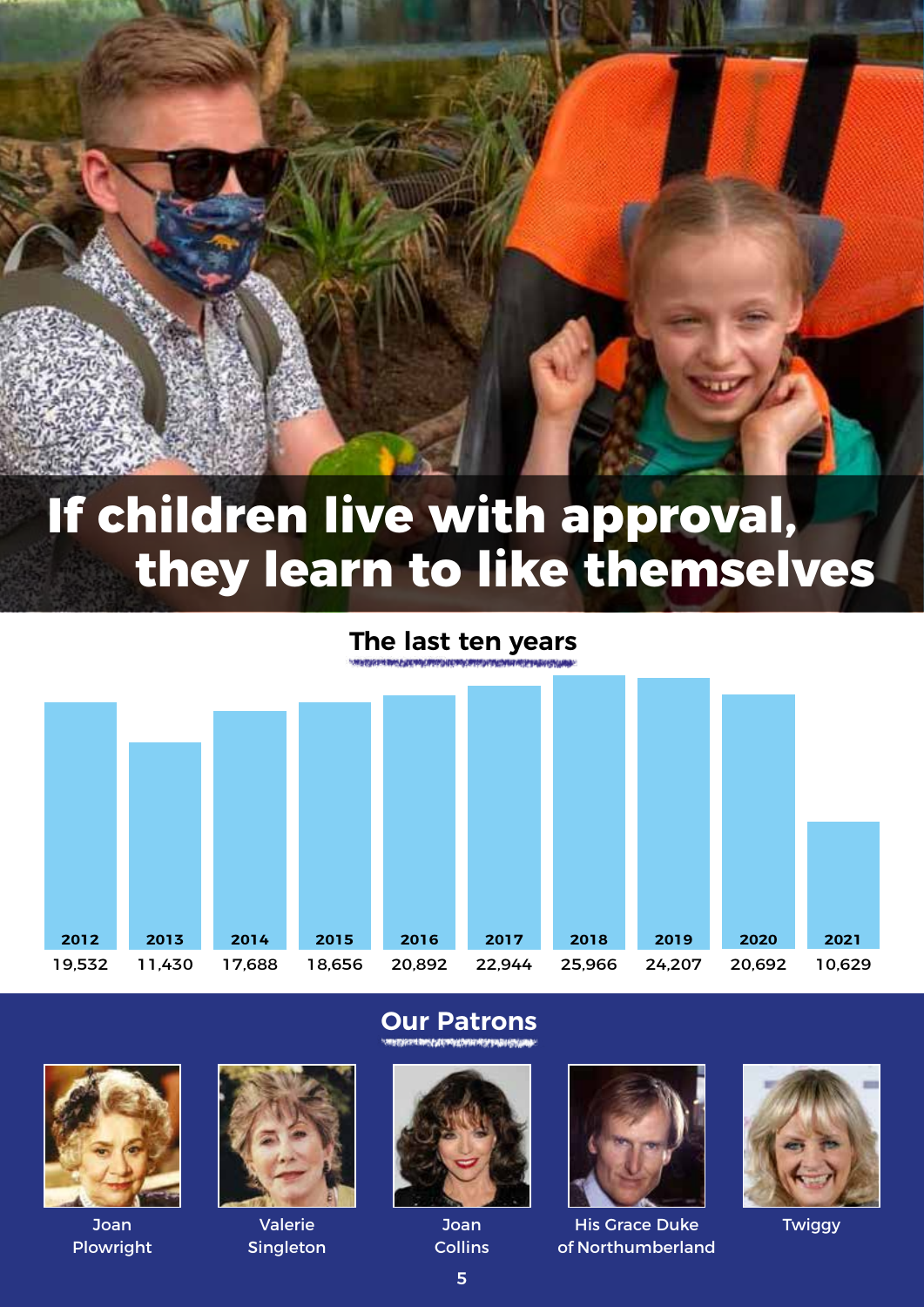# If children live with approval, they learn to like themselves

## The last ten years

| 2012 | 2013 | 2014 | 2015 | 2016 | 2017 | 2018 | 2019 | 2020 | 2021 |
|---|---|---|---|---|---|---|---|---|---|
| 19,532 | 11,430 | 17,688 | 18,656 | 20,892 | 22,944 | 25,966 | 24,207 | 20,692 | 10,629 |

## Our Patrons

Joan Plowright

Valerie Singleton

Joan Collins

His Grace Duke of Northumberland

Twiggy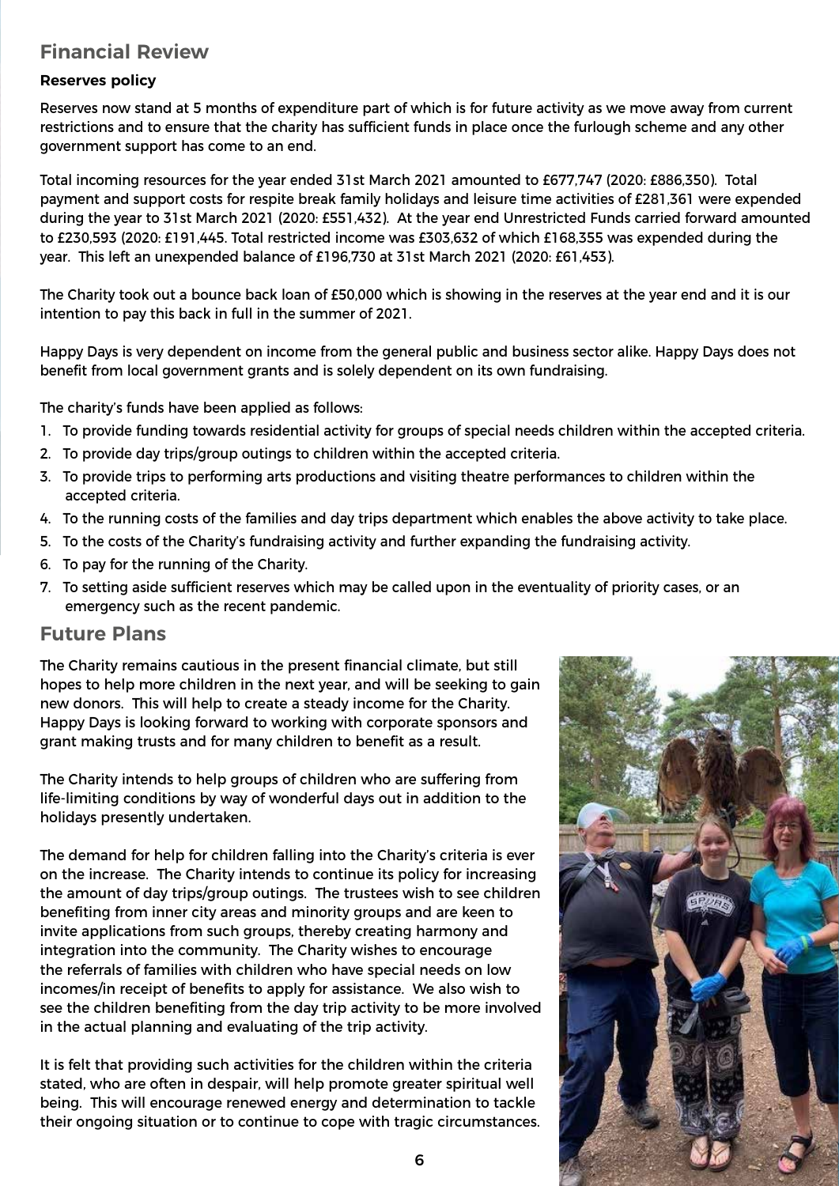## Financial Review

**Reserves policy**

Reserves now stand at 5 months of expenditure part of which is for future activity as we move away from current restrictions and to ensure that the charity has sufficient funds in place once the furlough scheme and any other government support has come to an end.

Total incoming resources for the year ended 31st March 2021 amounted to £677,747 (2020: £886,350). Total payment and support costs for respite break family holidays and leisure time activities of £281,361 were expended during the year to 31st March 2021 (2020: £551,432). At the year end Unrestricted Funds carried forward amounted to £230,593 (2020: £191,445. Total restricted income was £303,632 of which £168,355 was expended during the year. This left an unexpended balance of £196,730 at 31st March 2021 (2020: £61,453).

The Charity took out a bounce back loan of £50,000 which is showing in the reserves at the year end and it is our intention to pay this back in full in the summer of 2021.

Happy Days is very dependent on income from the general public and business sector alike. Happy Days does not benefit from local government grants and is solely dependent on its own fundraising.

The charity's funds have been applied as follows:

1. To provide funding towards residential activity for groups of special needs children within the accepted criteria.
2. To provide day trips/group outings to children within the accepted criteria.
3. To provide trips to performing arts productions and visiting theatre performances to children within the accepted criteria.
4. To the running costs of the families and day trips department which enables the above activity to take place.
5. To the costs of the Charity's fundraising activity and further expanding the fundraising activity.
6. To pay for the running of the Charity.
7. To setting aside sufficient reserves which may be called upon in the eventuality of priority cases, or an emergency such as the recent pandemic.

## Future Plans

The Charity remains cautious in the present financial climate, but still hopes to help more children in the next year, and will be seeking to gain new donors. This will help to create a steady income for the Charity. Happy Days is looking forward to working with corporate sponsors and grant making trusts and for many children to benefit as a result.

The Charity intends to help groups of children who are suffering from life-limiting conditions by way of wonderful days out in addition to the holidays presently undertaken.

The demand for help for children falling into the Charity's criteria is ever on the increase. The Charity intends to continue its policy for increasing the amount of day trips/group outings. The trustees wish to see children benefiting from inner city areas and minority groups and are keen to invite applications from such groups, thereby creating harmony and integration into the community. The Charity wishes to encourage the referrals of families with children who have special needs on low incomes/in receipt of benefits to apply for assistance. We also wish to see the children benefiting from the day trip activity to be more involved in the actual planning and evaluating of the trip activity.

It is felt that providing such activities for the children within the criteria stated, who are often in despair, will help promote greater spiritual well being. This will encourage renewed energy and determination to tackle their ongoing situation or to continue to cope with tragic circumstances.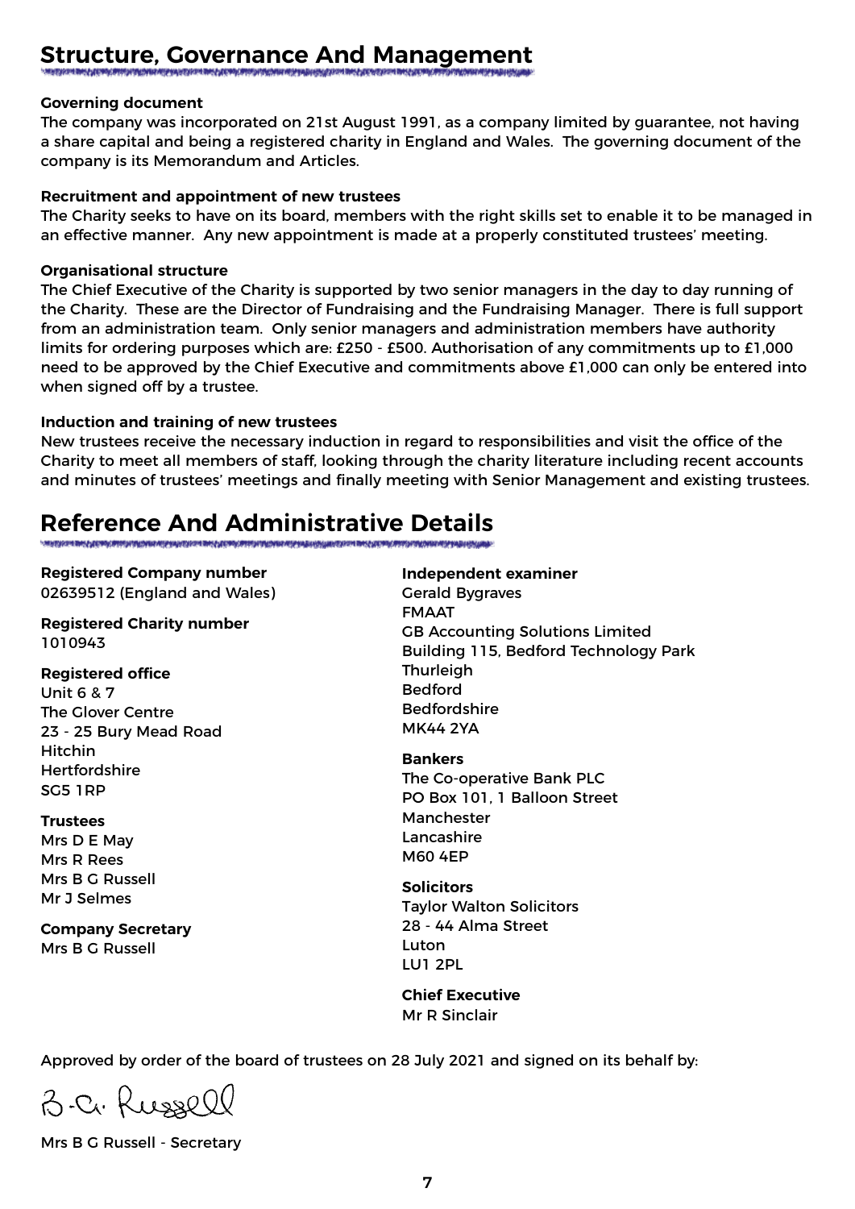## Structure, Governance And Management

**Governing document**

The company was incorporated on 21st August 1991, as a company limited by guarantee, not having a share capital and being a registered charity in England and Wales. The governing document of the company is its Memorandum and Articles.

**Recruitment and appointment of new trustees**

The Charity seeks to have on its board, members with the right skills set to enable it to be managed in an effective manner. Any new appointment is made at a properly constituted trustees' meeting.

**Organisational structure**

The Chief Executive of the Charity is supported by two senior managers in the day to day running of the Charity. These are the Director of Fundraising and the Fundraising Manager. There is full support from an administration team. Only senior managers and administration members have authority limits for ordering purposes which are: £250 - £500. Authorisation of any commitments up to £1,000 need to be approved by the Chief Executive and commitments above £1,000 can only be entered into when signed off by a trustee.

**Induction and training of new trustees**

New trustees receive the necessary induction in regard to responsibilities and visit the office of the Charity to meet all members of staff, looking through the charity literature including recent accounts and minutes of trustees' meetings and finally meeting with Senior Management and existing trustees.

## Reference And Administrative Details

**Registered Company number**
02639512 (England and Wales)

**Registered Charity number**
1010943

**Registered office**
Unit 6 & 7
The Glover Centre
23 - 25 Bury Mead Road
Hitchin
Hertfordshire
SG5 1RP

**Trustees**
Mrs D E May
Mrs R Rees
Mrs B G Russell
Mr J Selmes

**Company Secretary**
Mrs B G Russell

**Independent examiner**
Gerald Bygraves
FMAAT
GB Accounting Solutions Limited
Building 115, Bedford Technology Park
Thurleigh
Bedford
Bedfordshire
MK44 2YA

**Bankers**
The Co-operative Bank PLC
PO Box 101, 1 Balloon Street
Manchester
Lancashire
M60 4EP

**Solicitors**
Taylor Walton Solicitors
28 - 44 Alma Street
Luton
LU1 2PL

**Chief Executive**
Mr R Sinclair

Approved by order of the board of trustees on 28 July 2021 and signed on its behalf by:

B.G. Russell

Mrs B G Russell - Secretary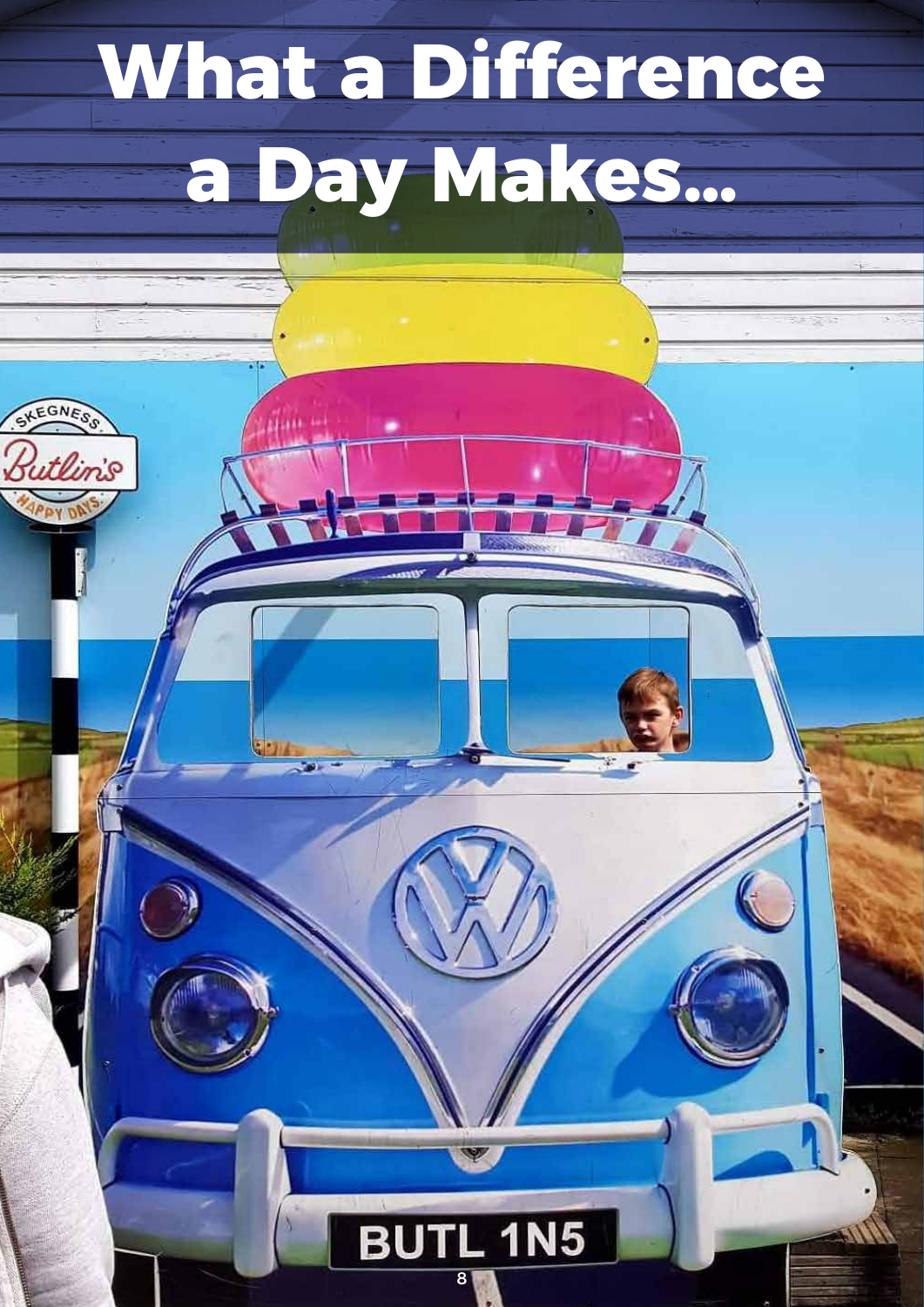# What a Difference a Day Makes...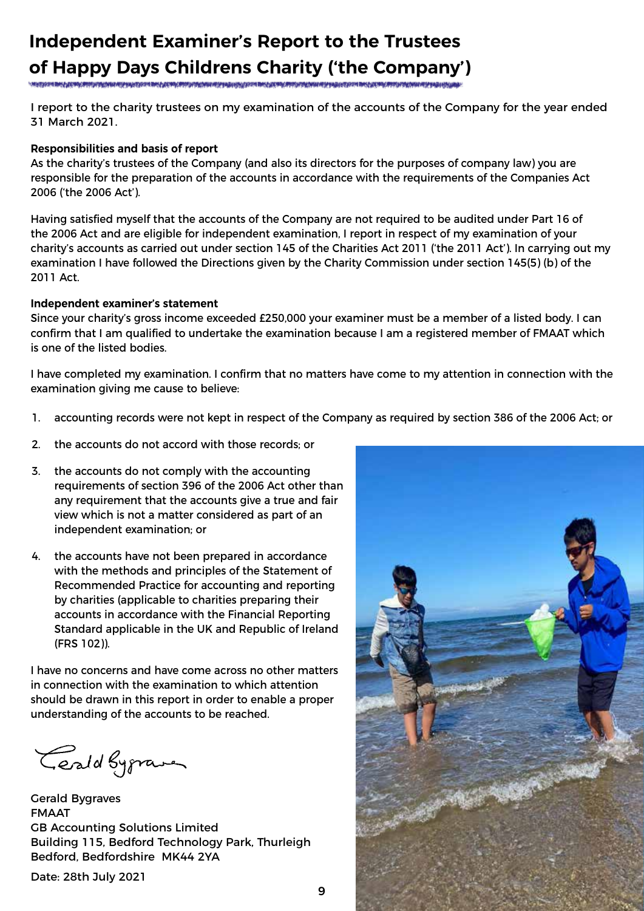# Independent Examiner's Report to the Trustees of Happy Days Childrens Charity ('the Company')

I report to the charity trustees on my examination of the accounts of the Company for the year ended 31 March 2021.

**Responsibilities and basis of report**

As the charity's trustees of the Company (and also its directors for the purposes of company law) you are responsible for the preparation of the accounts in accordance with the requirements of the Companies Act 2006 ('the 2006 Act').

Having satisfied myself that the accounts of the Company are not required to be audited under Part 16 of the 2006 Act and are eligible for independent examination, I report in respect of my examination of your charity's accounts as carried out under section 145 of the Charities Act 2011 ('the 2011 Act'). In carrying out my examination I have followed the Directions given by the Charity Commission under section 145(5) (b) of the 2011 Act.

**Independent examiner's statement**

Since your charity's gross income exceeded £250,000 your examiner must be a member of a listed body. I can confirm that I am qualified to undertake the examination because I am a registered member of FMAAT which is one of the listed bodies.

I have completed my examination. I confirm that no matters have come to my attention in connection with the examination giving me cause to believe:

1. accounting records were not kept in respect of the Company as required by section 386 of the 2006 Act; or
2. the accounts do not accord with those records; or
3. the accounts do not comply with the accounting requirements of section 396 of the 2006 Act other than any requirement that the accounts give a true and fair view which is not a matter considered as part of an independent examination; or
4. the accounts have not been prepared in accordance with the methods and principles of the Statement of Recommended Practice for accounting and reporting by charities (applicable to charities preparing their accounts in accordance with the Financial Reporting Standard applicable in the UK and Republic of Ireland (FRS 102)).

I have no concerns and have come across no other matters in connection with the examination to which attention should be drawn in this report in order to enable a proper understanding of the accounts to be reached.

Gerald Bygraves

Gerald Bygraves
FMAAT
GB Accounting Solutions Limited
Building 115, Bedford Technology Park, Thurleigh
Bedford, Bedfordshire MK44 2YA

Date: 28th July 2021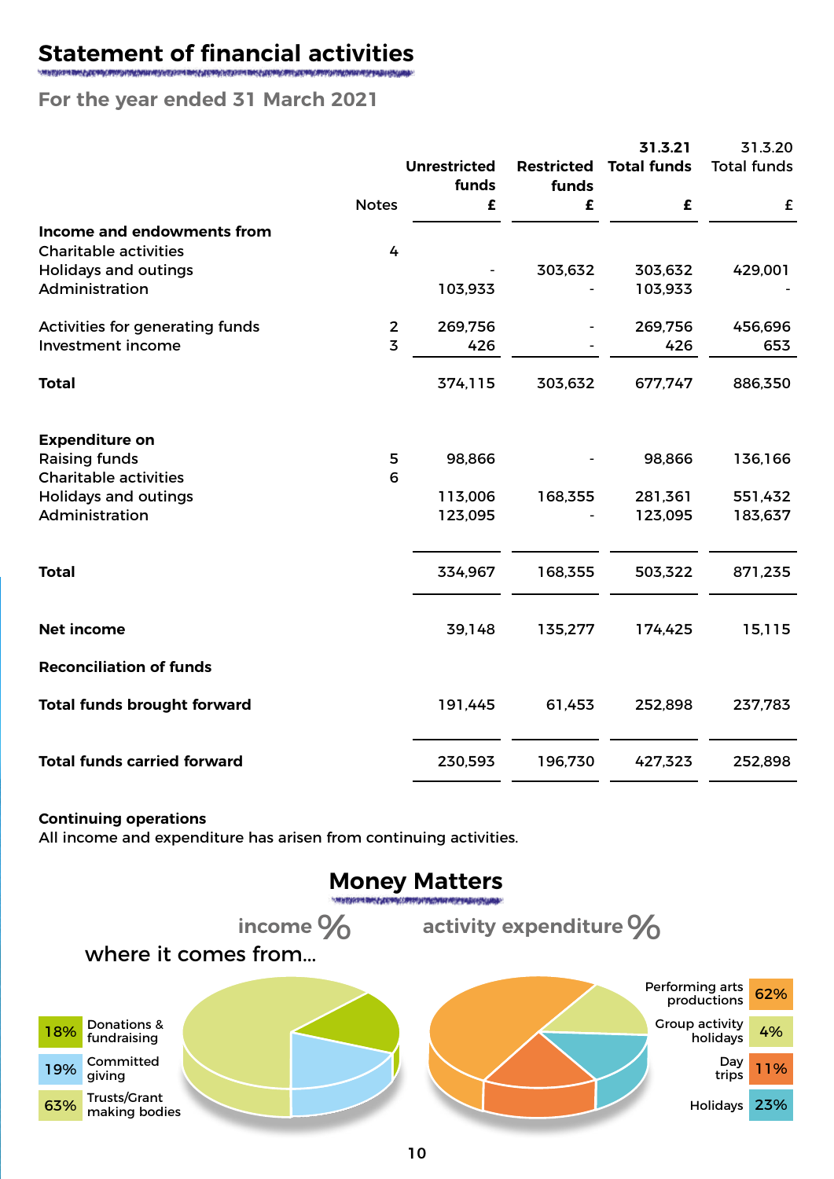## Statement of financial activities

### For the year ended 31 March 2021

| | Notes | Unrestricted funds £ | Restricted funds £ | 31.3.21 Total funds £ | 31.3.20 Total funds £ |
|---|---|---|---|---|---|
| **Income and endowments from** | | | | | |
| Charitable activities | 4 | | | | |
| Holidays and outings | | - | 303,632 | 303,632 | 429,001 |
| Administration | | 103,933 | - | 103,933 | - |
| Activities for generating funds | 2 | 269,756 | - | 269,756 | 456,696 |
| Investment income | 3 | 426 | - | 426 | 653 |
| **Total** | | 374,115 | 303,632 | 677,747 | 886,350 |
| **Expenditure on** | | | | | |
| Raising funds | 5 | 98,866 | - | 98,866 | 136,166 |
| Charitable activities | 6 | | | | |
| Holidays and outings | | 113,006 | 168,355 | 281,361 | 551,432 |
| Administration | | 123,095 | - | 123,095 | 183,637 |
| **Total** | | 334,967 | 168,355 | 503,322 | 871,235 |
| **Net income** | | 39,148 | 135,277 | 174,425 | 15,115 |
| **Reconciliation of funds** | | | | | |
| **Total funds brought forward** | | 191,445 | 61,453 | 252,898 | 237,783 |
| **Total funds carried forward** | | 230,593 | 196,730 | 427,323 | 252,898 |

**Continuing operations**
All income and expenditure has arisen from continuing activities.

## Money Matters

**income %**

where it comes from...

| % | Source |
|---|---|
| 18% | Donations & fundraising |
| 19% | Committed giving |
| 63% | Trusts/Grant making bodies |

**activity expenditure %**

| Activity | % |
|---|---|
| Performing arts productions | 62% |
| Group activity holidays | 4% |
| Day trips | 11% |
| Holidays | 23% |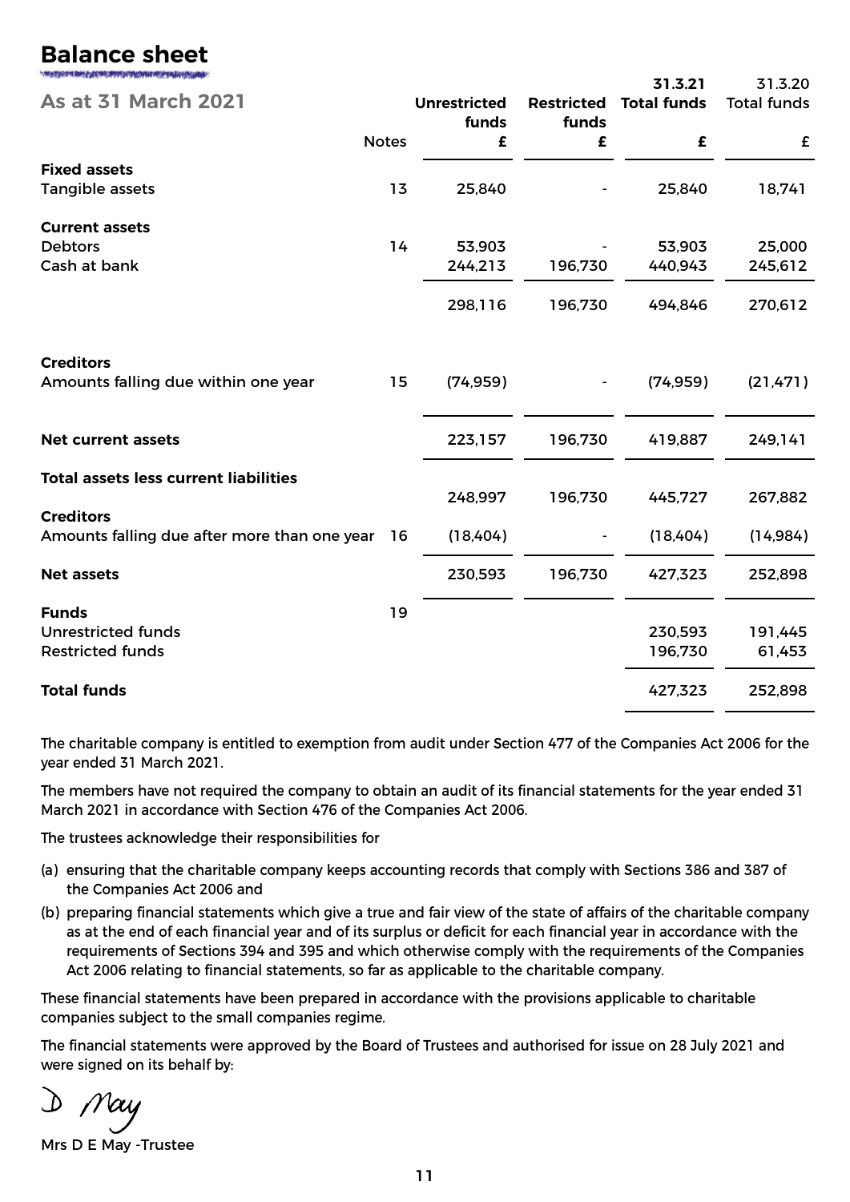# Balance sheet

## As at 31 March 2021

| | Notes | Unrestricted funds £ | Restricted funds £ | 31.3.21 Total funds £ | 31.3.20 Total funds £ |
|---|---|---|---|---|---|
| **Fixed assets** | | | | | |
| Tangible assets | 13 | 25,840 | - | 25,840 | 18,741 |
| **Current assets** | | | | | |
| Debtors | 14 | 53,903 | - | 53,903 | 25,000 |
| Cash at bank | | 244,213 | 196,730 | 440,943 | 245,612 |
| | | 298,116 | 196,730 | 494,846 | 270,612 |
| **Creditors** | | | | | |
| Amounts falling due within one year | 15 | (74,959) | - | (74,959) | (21,471) |
| **Net current assets** | | 223,157 | 196,730 | 419,887 | 249,141 |
| **Total assets less current liabilities** | | 248,997 | 196,730 | 445,727 | 267,882 |
| **Creditors** | | | | | |
| Amounts falling due after more than one year | 16 | (18,404) | - | (18,404) | (14,984) |
| **Net assets** | | 230,593 | 196,730 | 427,323 | 252,898 |
| **Funds** | 19 | | | | |
| Unrestricted funds | | | | 230,593 | 191,445 |
| Restricted funds | | | | 196,730 | 61,453 |
| **Total funds** | | | | 427,323 | 252,898 |

The charitable company is entitled to exemption from audit under Section 477 of the Companies Act 2006 for the year ended 31 March 2021.

The members have not required the company to obtain an audit of its financial statements for the year ended 31 March 2021 in accordance with Section 476 of the Companies Act 2006.

The trustees acknowledge their responsibilities for

(a) ensuring that the charitable company keeps accounting records that comply with Sections 386 and 387 of the Companies Act 2006 and

(b) preparing financial statements which give a true and fair view of the state of affairs of the charitable company as at the end of each financial year and of its surplus or deficit for each financial year in accordance with the requirements of Sections 394 and 395 and which otherwise comply with the requirements of the Companies Act 2006 relating to financial statements, so far as applicable to the charitable company.

These financial statements have been prepared in accordance with the provisions applicable to charitable companies subject to the small companies regime.

The financial statements were approved by the Board of Trustees and authorised for issue on 28 July 2021 and were signed on its behalf by:

D May

Mrs D E May -Trustee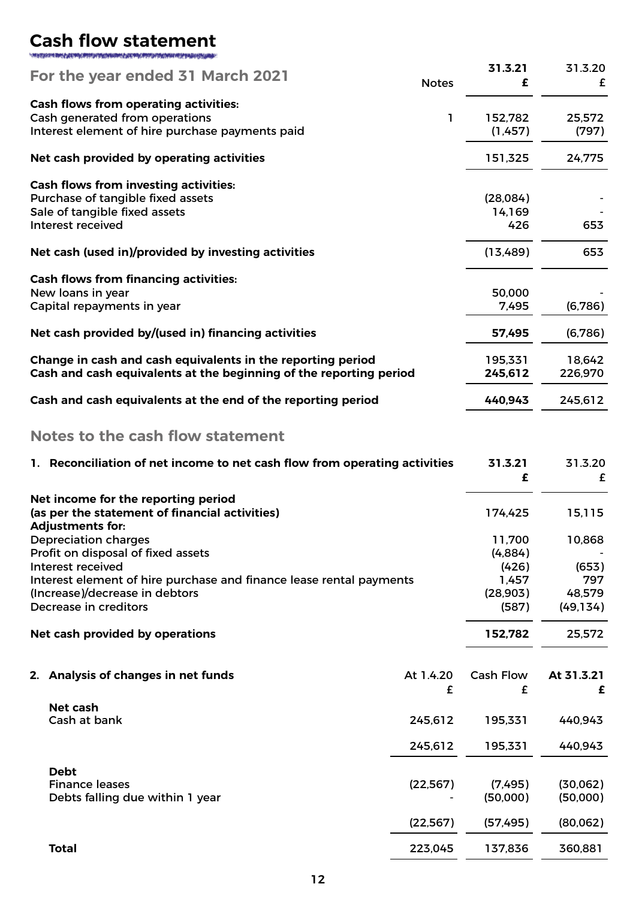# Cash flow statement

## For the year ended 31 March 2021

| | Notes | 31.3.21 £ | 31.3.20 £ |
|---|---|---|---|
| **Cash flows from operating activities:** | | | |
| Cash generated from operations | 1 | 152,782 | 25,572 |
| Interest element of hire purchase payments paid | | (1,457) | (797) |
| **Net cash provided by operating activities** | | 151,325 | 24,775 |
| **Cash flows from investing activities:** | | | |
| Purchase of tangible fixed assets | | (28,084) | - |
| Sale of tangible fixed assets | | 14,169 | - |
| Interest received | | 426 | 653 |
| **Net cash (used in)/provided by investing activities** | | (13,489) | 653 |
| **Cash flows from financing activities:** | | | |
| New loans in year | | 50,000 | - |
| Capital repayments in year | | 7,495 | (6,786) |
| **Net cash provided by/(used in) financing activities** | | **57,495** | (6,786) |
| **Change in cash and cash equivalents in the reporting period** | | 195,331 | 18,642 |
| **Cash and cash equivalents at the beginning of the reporting period** | | **245,612** | 226,970 |
| **Cash and cash equivalents at the end of the reporting period** | | **440,943** | 245,612 |

## Notes to the cash flow statement

### 1. Reconciliation of net income to net cash flow from operating activities

| | 31.3.21 £ | 31.3.20 £ |
|---|---|---|
| **Net income for the reporting period (as per the statement of financial activities)** | 174,425 | 15,115 |
| **Adjustments for:** | | |
| Depreciation charges | 11,700 | 10,868 |
| Profit on disposal of fixed assets | (4,884) | - |
| Interest received | (426) | (653) |
| Interest element of hire purchase and finance lease rental payments | 1,457 | 797 |
| (Increase)/decrease in debtors | (28,903) | 48,579 |
| Decrease in creditors | (587) | (49,134) |
| **Net cash provided by operations** | **152,782** | 25,572 |

### 2. Analysis of changes in net funds

| | At 1.4.20 £ | Cash Flow £ | At 31.3.21 £ |
|---|---|---|---|
| **Net cash** | | | |
| Cash at bank | 245,612 | 195,331 | 440,943 |
| | 245,612 | 195,331 | 440,943 |
| **Debt** | | | |
| Finance leases | (22,567) | (7,495) | (30,062) |
| Debts falling due within 1 year | - | (50,000) | (50,000) |
| | (22,567) | (57,495) | (80,062) |
| **Total** | 223,045 | 137,836 | 360,881 |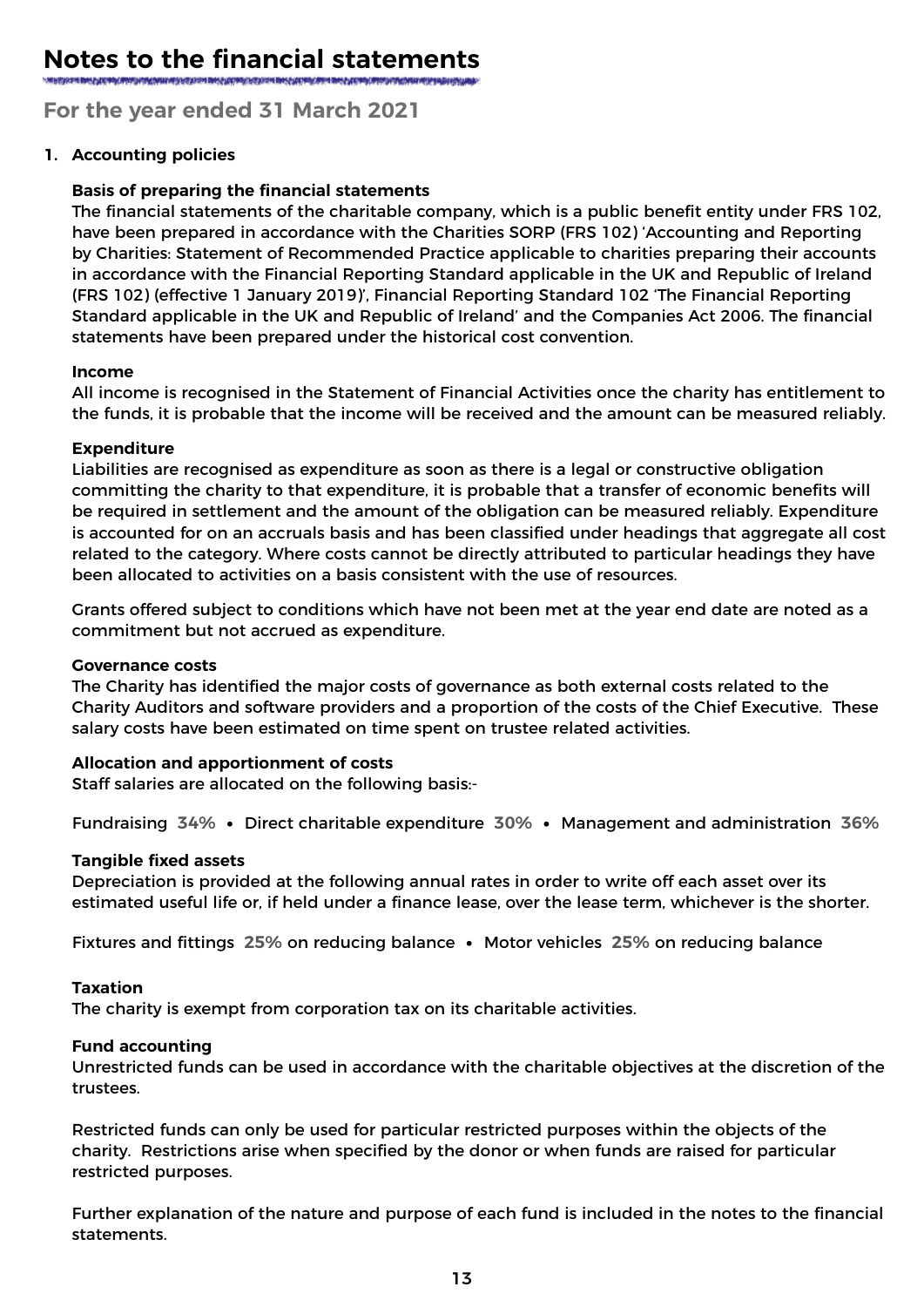# Notes to the financial statements

## For the year ended 31 March 2021

### 1. Accounting policies

**Basis of preparing the financial statements**

The financial statements of the charitable company, which is a public benefit entity under FRS 102, have been prepared in accordance with the Charities SORP (FRS 102) 'Accounting and Reporting by Charities: Statement of Recommended Practice applicable to charities preparing their accounts in accordance with the Financial Reporting Standard applicable in the UK and Republic of Ireland (FRS 102) (effective 1 January 2019)', Financial Reporting Standard 102 'The Financial Reporting Standard applicable in the UK and Republic of Ireland' and the Companies Act 2006. The financial statements have been prepared under the historical cost convention.

**Income**

All income is recognised in the Statement of Financial Activities once the charity has entitlement to the funds, it is probable that the income will be received and the amount can be measured reliably.

**Expenditure**

Liabilities are recognised as expenditure as soon as there is a legal or constructive obligation committing the charity to that expenditure, it is probable that a transfer of economic benefits will be required in settlement and the amount of the obligation can be measured reliably. Expenditure is accounted for on an accruals basis and has been classified under headings that aggregate all cost related to the category. Where costs cannot be directly attributed to particular headings they have been allocated to activities on a basis consistent with the use of resources.

Grants offered subject to conditions which have not been met at the year end date are noted as a commitment but not accrued as expenditure.

**Governance costs**

The Charity has identified the major costs of governance as both external costs related to the Charity Auditors and software providers and a proportion of the costs of the Chief Executive. These salary costs have been estimated on time spent on trustee related activities.

**Allocation and apportionment of costs**

Staff salaries are allocated on the following basis:-

Fundraising **34%** • Direct charitable expenditure **30%** • Management and administration **36%**

**Tangible fixed assets**

Depreciation is provided at the following annual rates in order to write off each asset over its estimated useful life or, if held under a finance lease, over the lease term, whichever is the shorter.

Fixtures and fittings **25%** on reducing balance • Motor vehicles **25%** on reducing balance

**Taxation**

The charity is exempt from corporation tax on its charitable activities.

**Fund accounting**

Unrestricted funds can be used in accordance with the charitable objectives at the discretion of the trustees.

Restricted funds can only be used for particular restricted purposes within the objects of the charity. Restrictions arise when specified by the donor or when funds are raised for particular restricted purposes.

Further explanation of the nature and purpose of each fund is included in the notes to the financial statements.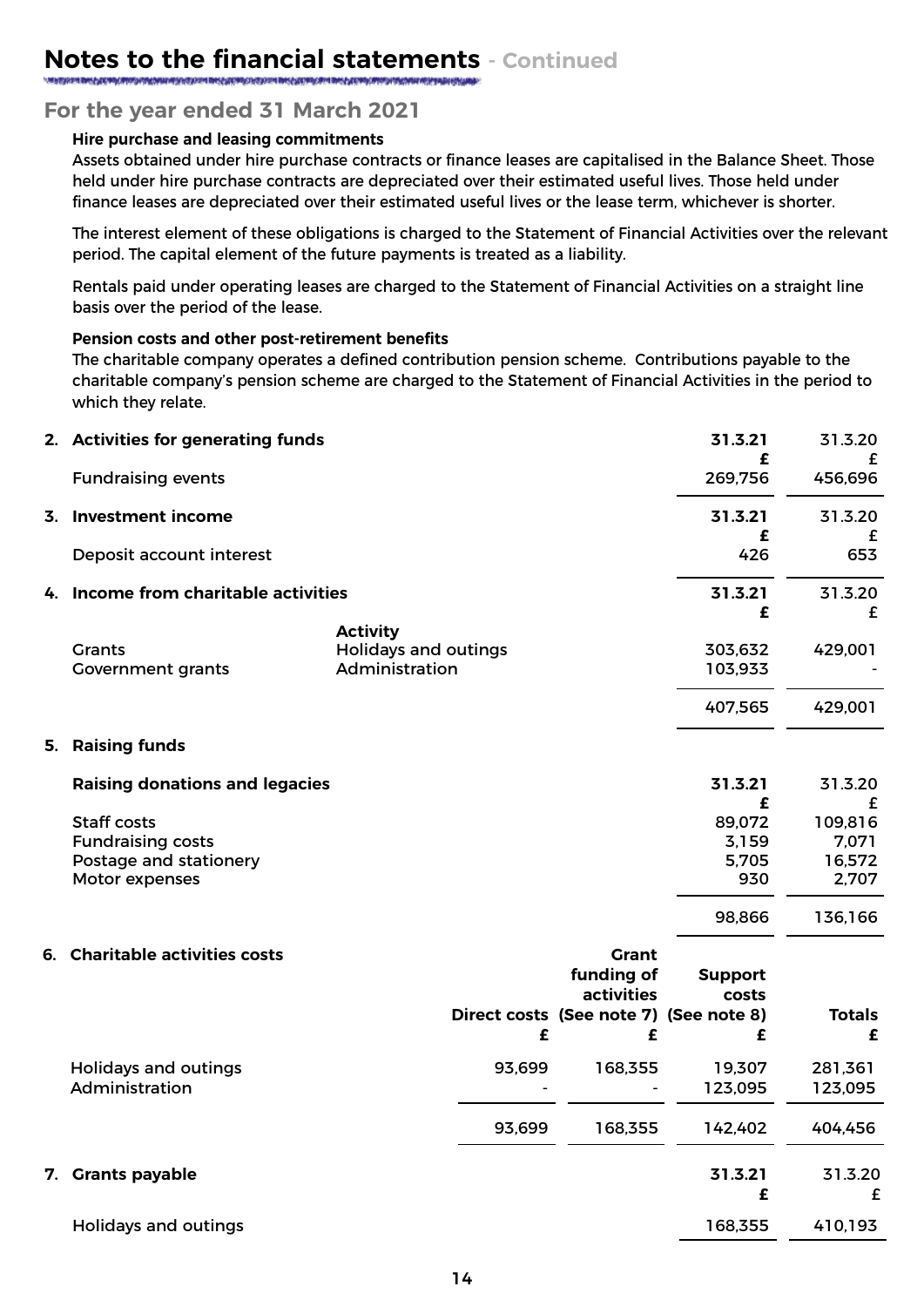# Notes to the financial statements - Continued

## For the year ended 31 March 2021

**Hire purchase and leasing commitments**

Assets obtained under hire purchase contracts or finance leases are capitalised in the Balance Sheet. Those held under hire purchase contracts are depreciated over their estimated useful lives. Those held under finance leases are depreciated over their estimated useful lives or the lease term, whichever is shorter.

The interest element of these obligations is charged to the Statement of Financial Activities over the relevant period. The capital element of the future payments is treated as a liability.

Rentals paid under operating leases are charged to the Statement of Financial Activities on a straight line basis over the period of the lease.

**Pension costs and other post-retirement benefits**

The charitable company operates a defined contribution pension scheme. Contributions payable to the charitable company's pension scheme are charged to the Statement of Financial Activities in the period to which they relate.

### 2. Activities for generating funds

| | 31.3.21 £ | 31.3.20 £ |
|---|---|---|
| Fundraising events | 269,756 | 456,696 |

### 3. Investment income

| | 31.3.21 £ | 31.3.20 £ |
|---|---|---|
| Deposit account interest | 426 | 653 |

### 4. Income from charitable activities

| | Activity | 31.3.21 £ | 31.3.20 £ |
|---|---|---|---|
| Grants | Holidays and outings | 303,632 | 429,001 |
| Government grants | Administration | 103,933 | - |
| | | 407,565 | 429,001 |

### 5. Raising funds

**Raising donations and legacies**

| | 31.3.21 £ | 31.3.20 £ |
|---|---|---|
| Staff costs | 89,072 | 109,816 |
| Fundraising costs | 3,159 | 7,071 |
| Postage and stationery | 5,705 | 16,572 |
| Motor expenses | 930 | 2,707 |
| | 98,866 | 136,166 |

### 6. Charitable activities costs

| | Direct costs £ | Grant funding of activities (See note 7) £ | Support costs (See note 8) £ | Totals £ |
|---|---|---|---|---|
| Holidays and outings | 93,699 | 168,355 | 19,307 | 281,361 |
| Administration | - | - | 123,095 | 123,095 |
| | 93,699 | 168,355 | 142,402 | 404,456 |

### 7. Grants payable

| | 31.3.21 £ | 31.3.20 £ |
|---|---|---|
| Holidays and outings | 168,355 | 410,193 |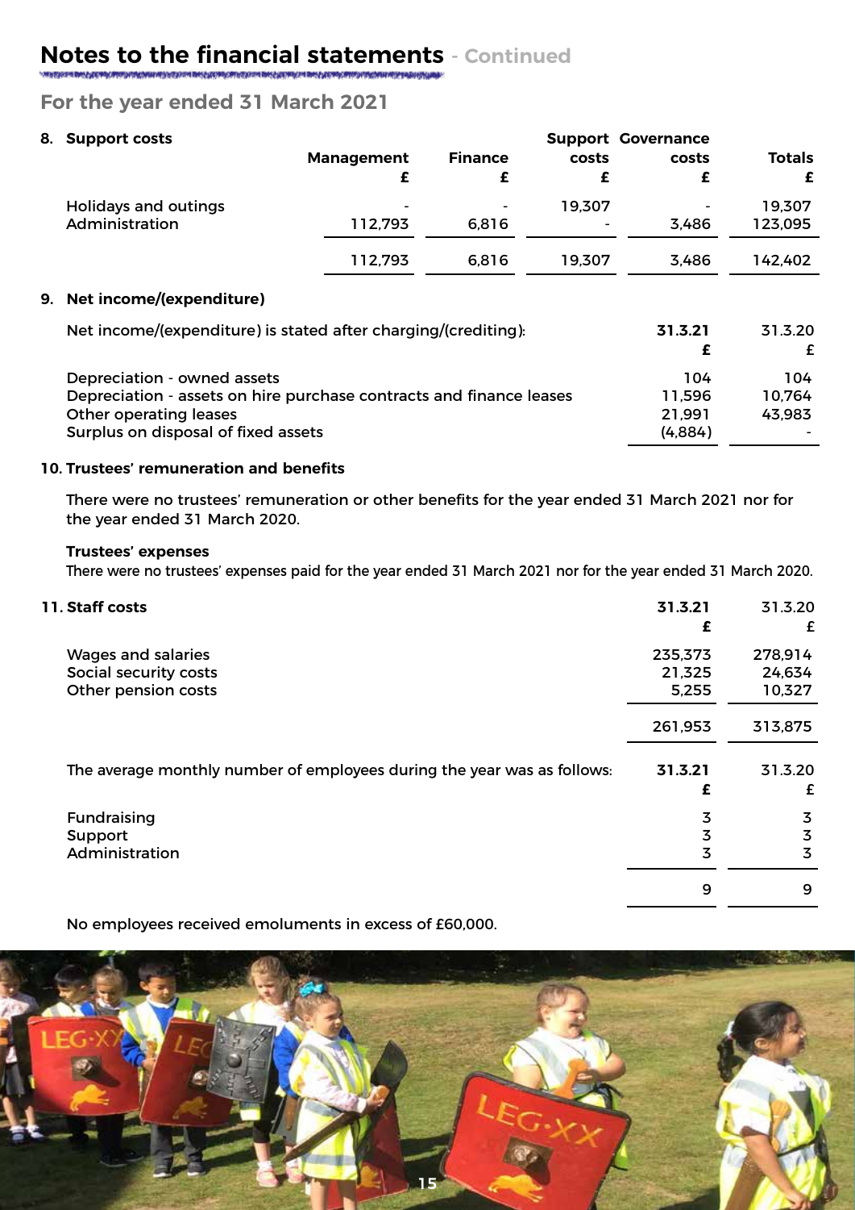# Notes to the financial statements - Continued

## For the year ended 31 March 2021

### 8. Support costs

| | Management £ | Finance £ | Support costs £ | Governance costs £ | Totals £ |
|---|---|---|---|---|---|
| Holidays and outings | - | - | 19,307 | - | 19,307 |
| Administration | 112,793 | 6,816 | - | 3,486 | 123,095 |
| | 112,793 | 6,816 | 19,307 | 3,486 | 142,402 |

### 9. Net income/(expenditure)

| Net income/(expenditure) is stated after charging/(crediting): | 31.3.21 £ | 31.3.20 £ |
|---|---|---|
| Depreciation - owned assets | 104 | 104 |
| Depreciation - assets on hire purchase contracts and finance leases | 11,596 | 10,764 |
| Other operating leases | 21,991 | 43,983 |
| Surplus on disposal of fixed assets | (4,884) | - |

### 10. Trustees' remuneration and benefits

There were no trustees' remuneration or other benefits for the year ended 31 March 2021 nor for the year ended 31 March 2020.

**Trustees' expenses**

There were no trustees' expenses paid for the year ended 31 March 2021 nor for the year ended 31 March 2020.

### 11. Staff costs

| | 31.3.21 £ | 31.3.20 £ |
|---|---|---|
| Wages and salaries | 235,373 | 278,914 |
| Social security costs | 21,325 | 24,634 |
| Other pension costs | 5,255 | 10,327 |
| | 261,953 | 313,875 |

| The average monthly number of employees during the year was as follows: | 31.3.21 £ | 31.3.20 £ |
|---|---|---|
| Fundraising | 3 | 3 |
| Support | 3 | 3 |
| Administration | 3 | 3 |
| | 9 | 9 |

No employees received emoluments in excess of £60,000.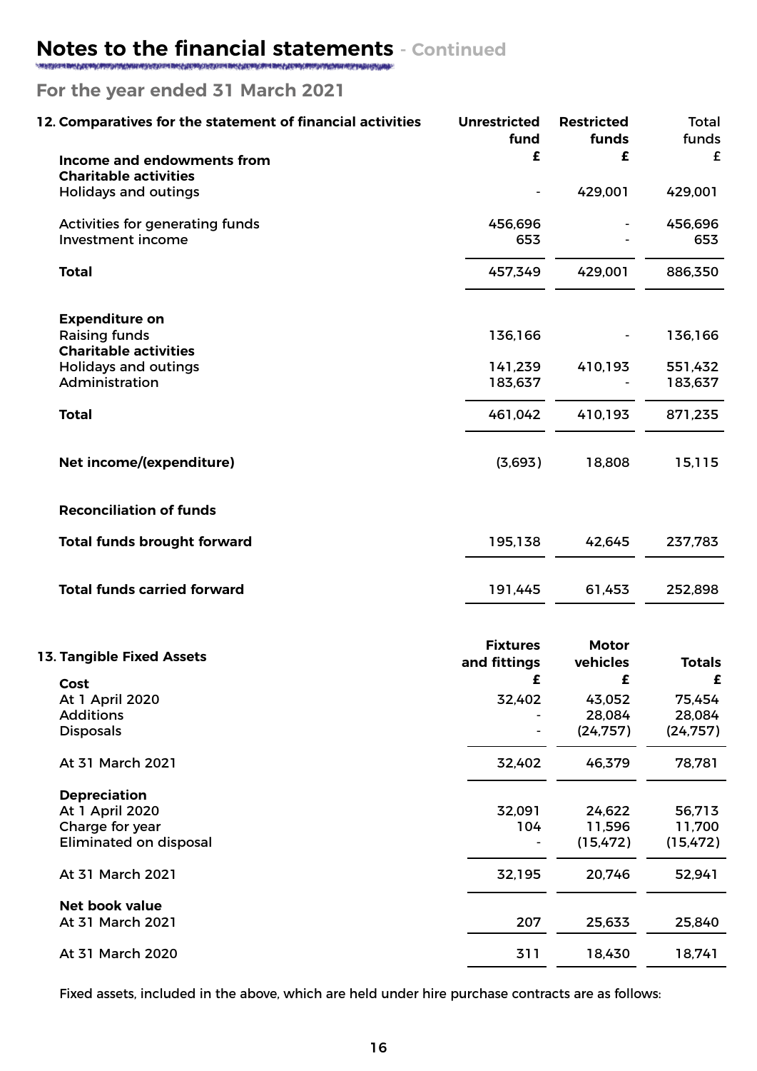# Notes to the financial statements - Continued

## For the year ended 31 March 2021

### 12. Comparatives for the statement of financial activities

| | Unrestricted fund | Restricted funds | Total funds |
|---|---|---|---|
| | £ | £ | £ |
| **Income and endowments from** | | | |
| **Charitable activities** | | | |
| Holidays and outings | - | 429,001 | 429,001 |
| Activities for generating funds | 456,696 | - | 456,696 |
| Investment income | 653 | - | 653 |
| **Total** | 457,349 | 429,001 | 886,350 |
| **Expenditure on** | | | |
| Raising funds | 136,166 | - | 136,166 |
| **Charitable activities** | | | |
| Holidays and outings | 141,239 | 410,193 | 551,432 |
| Administration | 183,637 | - | 183,637 |
| **Total** | 461,042 | 410,193 | 871,235 |
| **Net income/(expenditure)** | (3,693) | 18,808 | 15,115 |
| **Reconciliation of funds** | | | |
| **Total funds brought forward** | 195,138 | 42,645 | 237,783 |
| **Total funds carried forward** | 191,445 | 61,453 | 252,898 |

### 13. Tangible Fixed Assets

| | Fixtures and fittings | Motor vehicles | Totals |
|---|---|---|---|
| | £ | £ | £ |
| **Cost** | | | |
| At 1 April 2020 | 32,402 | 43,052 | 75,454 |
| Additions | - | 28,084 | 28,084 |
| Disposals | - | (24,757) | (24,757) |
| At 31 March 2021 | 32,402 | 46,379 | 78,781 |
| **Depreciation** | | | |
| At 1 April 2020 | 32,091 | 24,622 | 56,713 |
| Charge for year | 104 | 11,596 | 11,700 |
| Eliminated on disposal | - | (15,472) | (15,472) |
| At 31 March 2021 | 32,195 | 20,746 | 52,941 |
| **Net book value** | | | |
| At 31 March 2021 | 207 | 25,633 | 25,840 |
| At 31 March 2020 | 311 | 18,430 | 18,741 |

Fixed assets, included in the above, which are held under hire purchase contracts are as follows: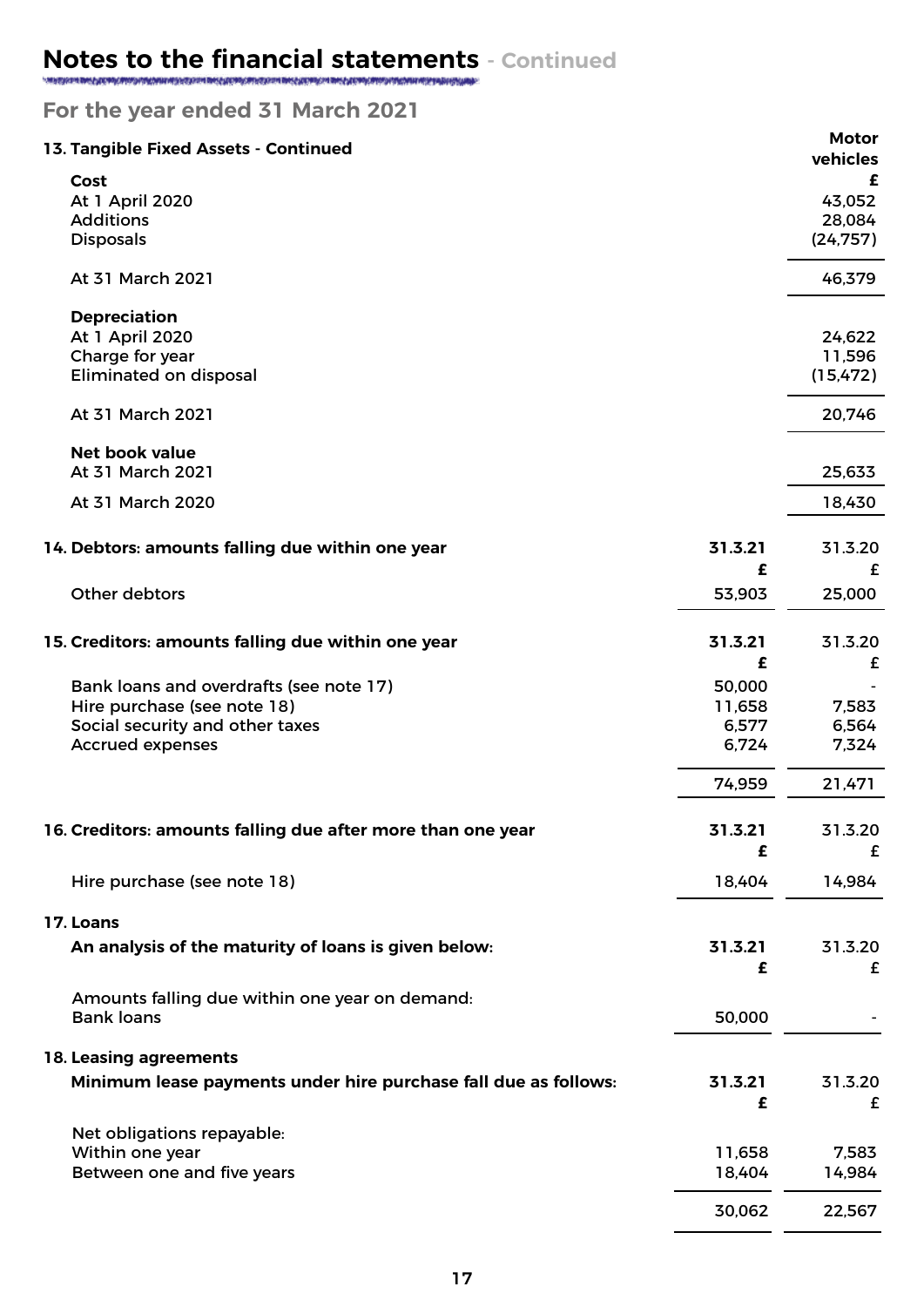# Notes to the financial statements - Continued

## For the year ended 31 March 2021

### 13. Tangible Fixed Assets - Continued

| | Motor vehicles |
|---|---|
| | £ |
| **Cost** | |
| At 1 April 2020 | 43,052 |
| Additions | 28,084 |
| Disposals | (24,757) |
| At 31 March 2021 | 46,379 |
| **Depreciation** | |
| At 1 April 2020 | 24,622 |
| Charge for year | 11,596 |
| Eliminated on disposal | (15,472) |
| At 31 March 2021 | 20,746 |
| **Net book value** | |
| At 31 March 2021 | 25,633 |
| At 31 March 2020 | 18,430 |

### 14. Debtors: amounts falling due within one year

| | 31.3.21 | 31.3.20 |
|---|---|---|
| | £ | £ |
| Other debtors | 53,903 | 25,000 |

### 15. Creditors: amounts falling due within one year

| | 31.3.21 | 31.3.20 |
|---|---|---|
| | £ | £ |
| Bank loans and overdrafts (see note 17) | 50,000 | - |
| Hire purchase (see note 18) | 11,658 | 7,583 |
| Social security and other taxes | 6,577 | 6,564 |
| Accrued expenses | 6,724 | 7,324 |
| | 74,959 | 21,471 |

### 16. Creditors: amounts falling due after more than one year

| | 31.3.21 | 31.3.20 |
|---|---|---|
| | £ | £ |
| Hire purchase (see note 18) | 18,404 | 14,984 |

### 17. Loans

**An analysis of the maturity of loans is given below:**

| | 31.3.21 | 31.3.20 |
|---|---|---|
| | £ | £ |
| Amounts falling due within one year on demand: | | |
| Bank loans | 50,000 | - |

### 18. Leasing agreements

**Minimum lease payments under hire purchase fall due as follows:**

| | 31.3.21 | 31.3.20 |
|---|---|---|
| | £ | £ |
| Net obligations repayable: | | |
| Within one year | 11,658 | 7,583 |
| Between one and five years | 18,404 | 14,984 |
| | 30,062 | 22,567 |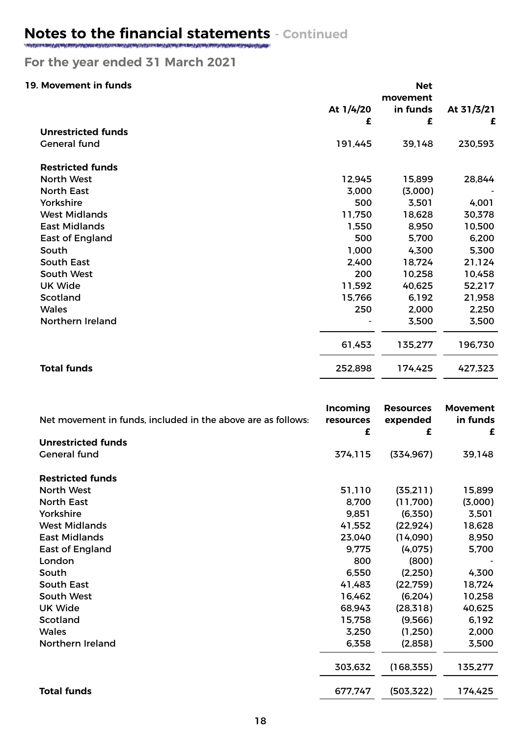# Notes to the financial statements - Continued

## For the year ended 31 March 2021

### 19. Movement in funds

| | At 1/4/20 £ | Net movement in funds £ | At 31/3/21 £ |
|---|---|---|---|
| **Unrestricted funds** | | | |
| General fund | 191,445 | 39,148 | 230,593 |
| | | | |
| **Restricted funds** | | | |
| North West | 12,945 | 15,899 | 28,844 |
| North East | 3,000 | (3,000) | - |
| Yorkshire | 500 | 3,501 | 4,001 |
| West Midlands | 11,750 | 18,628 | 30,378 |
| East Midlands | 1,550 | 8,950 | 10,500 |
| East of England | 500 | 5,700 | 6,200 |
| South | 1,000 | 4,300 | 5,300 |
| South East | 2,400 | 18,724 | 21,124 |
| South West | 200 | 10,258 | 10,458 |
| UK Wide | 11,592 | 40,625 | 52,217 |
| Scotland | 15,766 | 6,192 | 21,958 |
| Wales | 250 | 2,000 | 2,250 |
| Northern Ireland | - | 3,500 | 3,500 |
| | 61,453 | 135,277 | 196,730 |
| **Total funds** | 252,898 | 174,425 | 427,323 |

| Net movement in funds, included in the above are as follows: | Incoming resources £ | Resources expended £ | Movement in funds £ |
|---|---|---|---|
| **Unrestricted funds** | | | |
| General fund | 374,115 | (334,967) | 39,148 |
| | | | |
| **Restricted funds** | | | |
| North West | 51,110 | (35,211) | 15,899 |
| North East | 8,700 | (11,700) | (3,000) |
| Yorkshire | 9,851 | (6,350) | 3,501 |
| West Midlands | 41,552 | (22,924) | 18,628 |
| East Midlands | 23,040 | (14,090) | 8,950 |
| East of England | 9,775 | (4,075) | 5,700 |
| London | 800 | (800) | - |
| South | 6,550 | (2,250) | 4,300 |
| South East | 41,483 | (22,759) | 18,724 |
| South West | 16,462 | (6,204) | 10,258 |
| UK Wide | 68,943 | (28,318) | 40,625 |
| Scotland | 15,758 | (9,566) | 6,192 |
| Wales | 3,250 | (1,250) | 2,000 |
| Northern Ireland | 6,358 | (2,858) | 3,500 |
| | 303,632 | (168,355) | 135,277 |
| **Total funds** | 677,747 | (503,322) | 174,425 |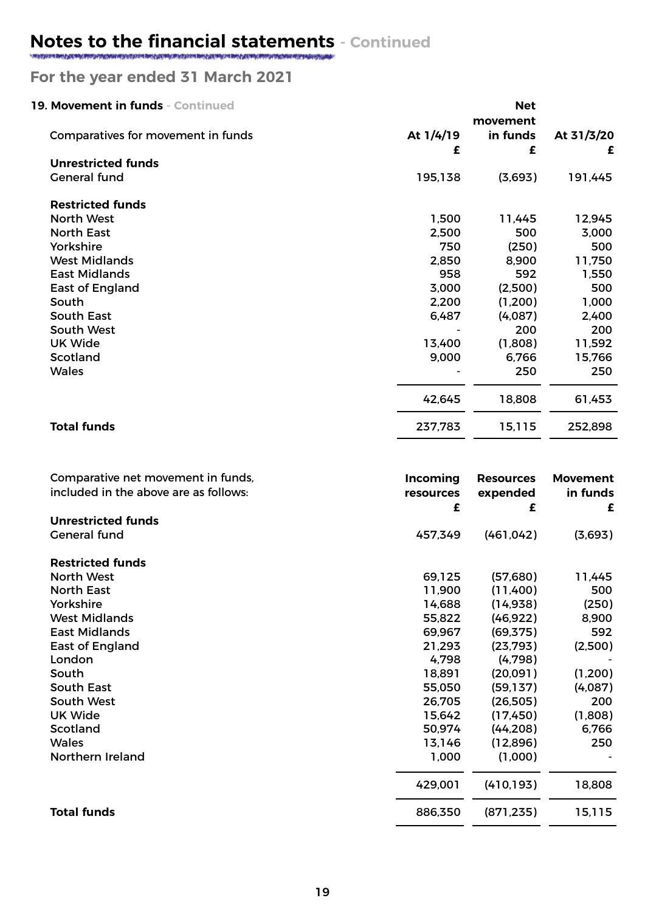# Notes to the financial statements - Continued

## For the year ended 31 March 2021

**19. Movement in funds** - Continued

| Comparatives for movement in funds | At 1/4/19 | Net movement in funds | At 31/3/20 |
|---|---|---|---|
| | £ | £ | £ |
| **Unrestricted funds** | | | |
| General fund | 195,138 | (3,693) | 191,445 |
| **Restricted funds** | | | |
| North West | 1,500 | 11,445 | 12,945 |
| North East | 2,500 | 500 | 3,000 |
| Yorkshire | 750 | (250) | 500 |
| West Midlands | 2,850 | 8,900 | 11,750 |
| East Midlands | 958 | 592 | 1,550 |
| East of England | 3,000 | (2,500) | 500 |
| South | 2,200 | (1,200) | 1,000 |
| South East | 6,487 | (4,087) | 2,400 |
| South West | - | 200 | 200 |
| UK Wide | 13,400 | (1,808) | 11,592 |
| Scotland | 9,000 | 6,766 | 15,766 |
| Wales | - | 250 | 250 |
| | 42,645 | 18,808 | 61,453 |
| **Total funds** | 237,783 | 15,115 | 252,898 |

| Comparative net movement in funds, included in the above are as follows: | Incoming resources | Resources expended | Movement in funds |
|---|---|---|---|
| | £ | £ | £ |
| **Unrestricted funds** | | | |
| General fund | 457,349 | (461,042) | (3,693) |
| **Restricted funds** | | | |
| North West | 69,125 | (57,680) | 11,445 |
| North East | 11,900 | (11,400) | 500 |
| Yorkshire | 14,688 | (14,938) | (250) |
| West Midlands | 55,822 | (46,922) | 8,900 |
| East Midlands | 69,967 | (69,375) | 592 |
| East of England | 21,293 | (23,793) | (2,500) |
| London | 4,798 | (4,798) | - |
| South | 18,891 | (20,091) | (1,200) |
| South East | 55,050 | (59,137) | (4,087) |
| South West | 26,705 | (26,505) | 200 |
| UK Wide | 15,642 | (17,450) | (1,808) |
| Scotland | 50,974 | (44,208) | 6,766 |
| Wales | 13,146 | (12,896) | 250 |
| Northern Ireland | 1,000 | (1,000) | - |
| | 429,001 | (410,193) | 18,808 |
| **Total funds** | 886,350 | (871,235) | 15,115 |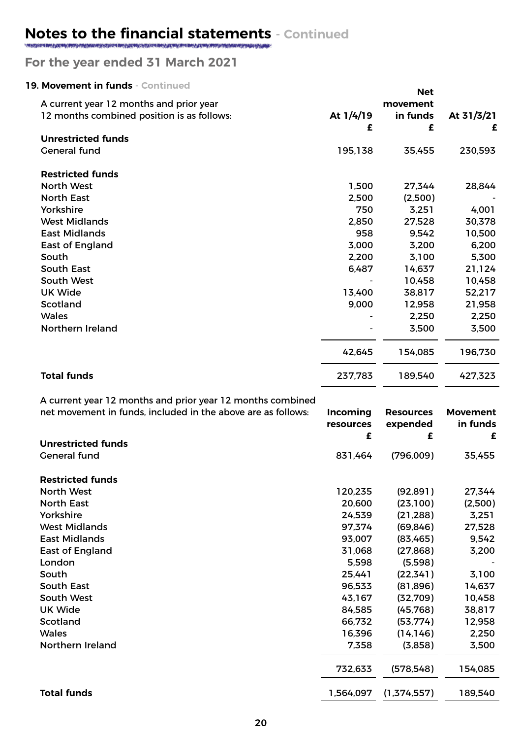# Notes to the financial statements - Continued

## For the year ended 31 March 2021

### 19. Movement in funds - Continued

| A current year 12 months and prior year 12 months combined position is as follows: | At 1/4/19 | Net movement in funds | At 31/3/21 |
|---|---|---|---|
| | £ | £ | £ |
| **Unrestricted funds** | | | |
| General fund | 195,138 | 35,455 | 230,593 |
| | | | |
| **Restricted funds** | | | |
| North West | 1,500 | 27,344 | 28,844 |
| North East | 2,500 | (2,500) | - |
| Yorkshire | 750 | 3,251 | 4,001 |
| West Midlands | 2,850 | 27,528 | 30,378 |
| East Midlands | 958 | 9,542 | 10,500 |
| East of England | 3,000 | 3,200 | 6,200 |
| South | 2,200 | 3,100 | 5,300 |
| South East | 6,487 | 14,637 | 21,124 |
| South West | - | 10,458 | 10,458 |
| UK Wide | 13,400 | 38,817 | 52,217 |
| Scotland | 9,000 | 12,958 | 21,958 |
| Wales | - | 2,250 | 2,250 |
| Northern Ireland | - | 3,500 | 3,500 |
| | 42,645 | 154,085 | 196,730 |
| **Total funds** | 237,783 | 189,540 | 427,323 |

| A current year 12 months and prior year 12 months combined net movement in funds, included in the above are as follows: | Incoming resources | Resources expended | Movement in funds |
|---|---|---|---|
| | £ | £ | £ |
| **Unrestricted funds** | | | |
| General fund | 831,464 | (796,009) | 35,455 |
| | | | |
| **Restricted funds** | | | |
| North West | 120,235 | (92,891) | 27,344 |
| North East | 20,600 | (23,100) | (2,500) |
| Yorkshire | 24,539 | (21,288) | 3,251 |
| West Midlands | 97,374 | (69,846) | 27,528 |
| East Midlands | 93,007 | (83,465) | 9,542 |
| East of England | 31,068 | (27,868) | 3,200 |
| London | 5,598 | (5,598) | - |
| South | 25,441 | (22,341) | 3,100 |
| South East | 96,533 | (81,896) | 14,637 |
| South West | 43,167 | (32,709) | 10,458 |
| UK Wide | 84,585 | (45,768) | 38,817 |
| Scotland | 66,732 | (53,774) | 12,958 |
| Wales | 16,396 | (14,146) | 2,250 |
| Northern Ireland | 7,358 | (3,858) | 3,500 |
| | 732,633 | (578,548) | 154,085 |
| **Total funds** | 1,564,097 | (1,374,557) | 189,540 |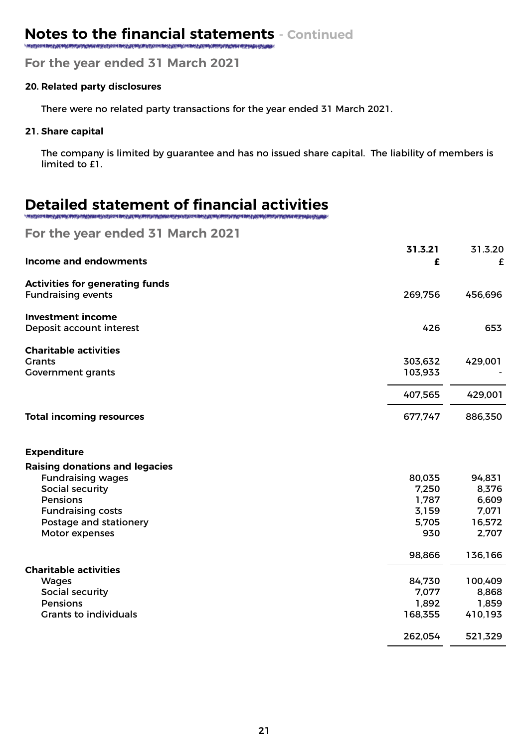# Notes to the financial statements - Continued

## For the year ended 31 March 2021

### 20. Related party disclosures

There were no related party transactions for the year ended 31 March 2021.

### 21. Share capital

The company is limited by guarantee and has no issued share capital. The liability of members is limited to £1.

# Detailed statement of financial activities

## For the year ended 31 March 2021

| | **31.3.21** | 31.3.20 |
|---|---|---|
| **Income and endowments** | **£** | £ |
| **Activities for generating funds** | | |
| Fundraising events | 269,756 | 456,696 |
| **Investment income** | | |
| Deposit account interest | 426 | 653 |
| **Charitable activities** | | |
| Grants | 303,632 | 429,001 |
| Government grants | 103,933 | - |
| | 407,565 | 429,001 |
| **Total incoming resources** | 677,747 | 886,350 |
| **Expenditure** | | |
| **Raising donations and legacies** | | |
| Fundraising wages | 80,035 | 94,831 |
| Social security | 7,250 | 8,376 |
| Pensions | 1,787 | 6,609 |
| Fundraising costs | 3,159 | 7,071 |
| Postage and stationery | 5,705 | 16,572 |
| Motor expenses | 930 | 2,707 |
| | 98,866 | 136,166 |
| **Charitable activities** | | |
| Wages | 84,730 | 100,409 |
| Social security | 7,077 | 8,868 |
| Pensions | 1,892 | 1,859 |
| Grants to individuals | 168,355 | 410,193 |
| | 262,054 | 521,329 |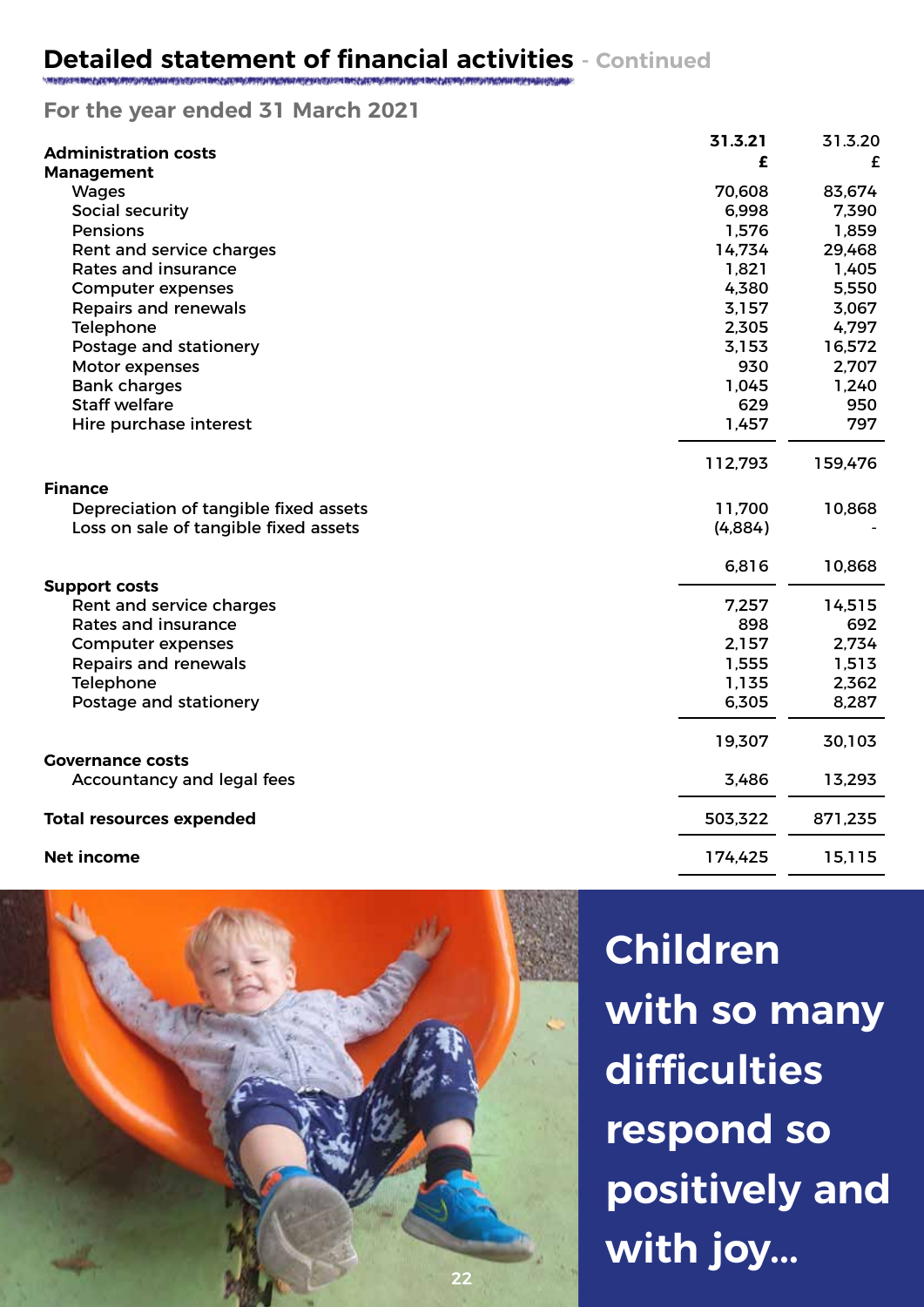## Detailed statement of financial activities - Continued

### For the year ended 31 March 2021

| | 31.3.21 £ | 31.3.20 £ |
|---|---|---|
| **Administration costs** | | |
| **Management** | | |
| Wages | 70,608 | 83,674 |
| Social security | 6,998 | 7,390 |
| Pensions | 1,576 | 1,859 |
| Rent and service charges | 14,734 | 29,468 |
| Rates and insurance | 1,821 | 1,405 |
| Computer expenses | 4,380 | 5,550 |
| Repairs and renewals | 3,157 | 3,067 |
| Telephone | 2,305 | 4,797 |
| Postage and stationery | 3,153 | 16,572 |
| Motor expenses | 930 | 2,707 |
| Bank charges | 1,045 | 1,240 |
| Staff welfare | 629 | 950 |
| Hire purchase interest | 1,457 | 797 |
| | 112,793 | 159,476 |
| **Finance** | | |
| Depreciation of tangible fixed assets | 11,700 | 10,868 |
| Loss on sale of tangible fixed assets | (4,884) | - |
| | 6,816 | 10,868 |
| **Support costs** | | |
| Rent and service charges | 7,257 | 14,515 |
| Rates and insurance | 898 | 692 |
| Computer expenses | 2,157 | 2,734 |
| Repairs and renewals | 1,555 | 1,513 |
| Telephone | 1,135 | 2,362 |
| Postage and stationery | 6,305 | 8,287 |
| | 19,307 | 30,103 |
| **Governance costs** | | |
| Accountancy and legal fees | 3,486 | 13,293 |
| **Total resources expended** | 503,322 | 871,235 |
| **Net income** | 174,425 | 15,115 |

**Children with so many difficulties respond so positively and with joy...**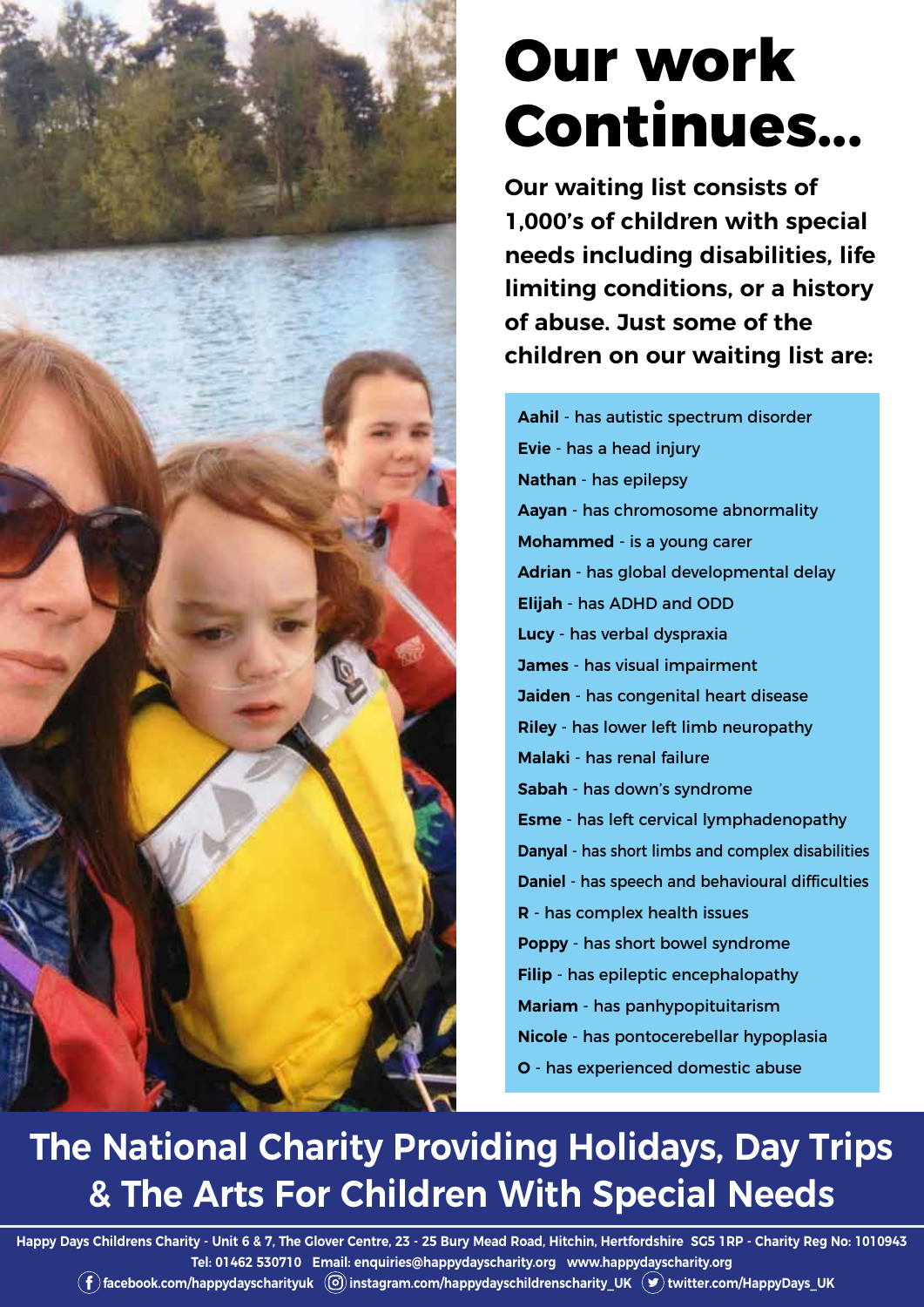# Our work Continues...

**Our waiting list consists of 1,000's of children with special needs including disabilities, life limiting conditions, or a history of abuse. Just some of the children on our waiting list are:**

- **Aahil** - has autistic spectrum disorder
- **Evie** - has a head injury
- **Nathan** - has epilepsy
- **Aayan** - has chromosome abnormality
- **Mohammed** - is a young carer
- **Adrian** - has global developmental delay
- **Elijah** - has ADHD and ODD
- **Lucy** - has verbal dyspraxia
- **James** - has visual impairment
- **Jaiden** - has congenital heart disease
- **Riley** - has lower left limb neuropathy
- **Malaki** - has renal failure
- **Sabah** - has down's syndrome
- **Esme** - has left cervical lymphadenopathy
- **Danyal** - has short limbs and complex disabilities
- **Daniel** - has speech and behavioural difficulties
- **R** - has complex health issues
- **Poppy** - has short bowel syndrome
- **Filip** - has epileptic encephalopathy
- **Mariam** - has panhypopituitarism
- **Nicole** - has pontocerebellar hypoplasia
- **O** - has experienced domestic abuse

## The National Charity Providing Holidays, Day Trips & The Arts For Children With Special Needs

Happy Days Childrens Charity - Unit 6 & 7, The Glover Centre, 23 - 25 Bury Mead Road, Hitchin, Hertfordshire SG5 1RP - Charity Reg No: 1010943
Tel: 01462 530710 Email: enquiries@happydayscharity.org www.happydayscharity.org
facebook.com/happydayscharityuk instagram.com/happydayschildrenscharity_UK twitter.com/HappyDays_UK